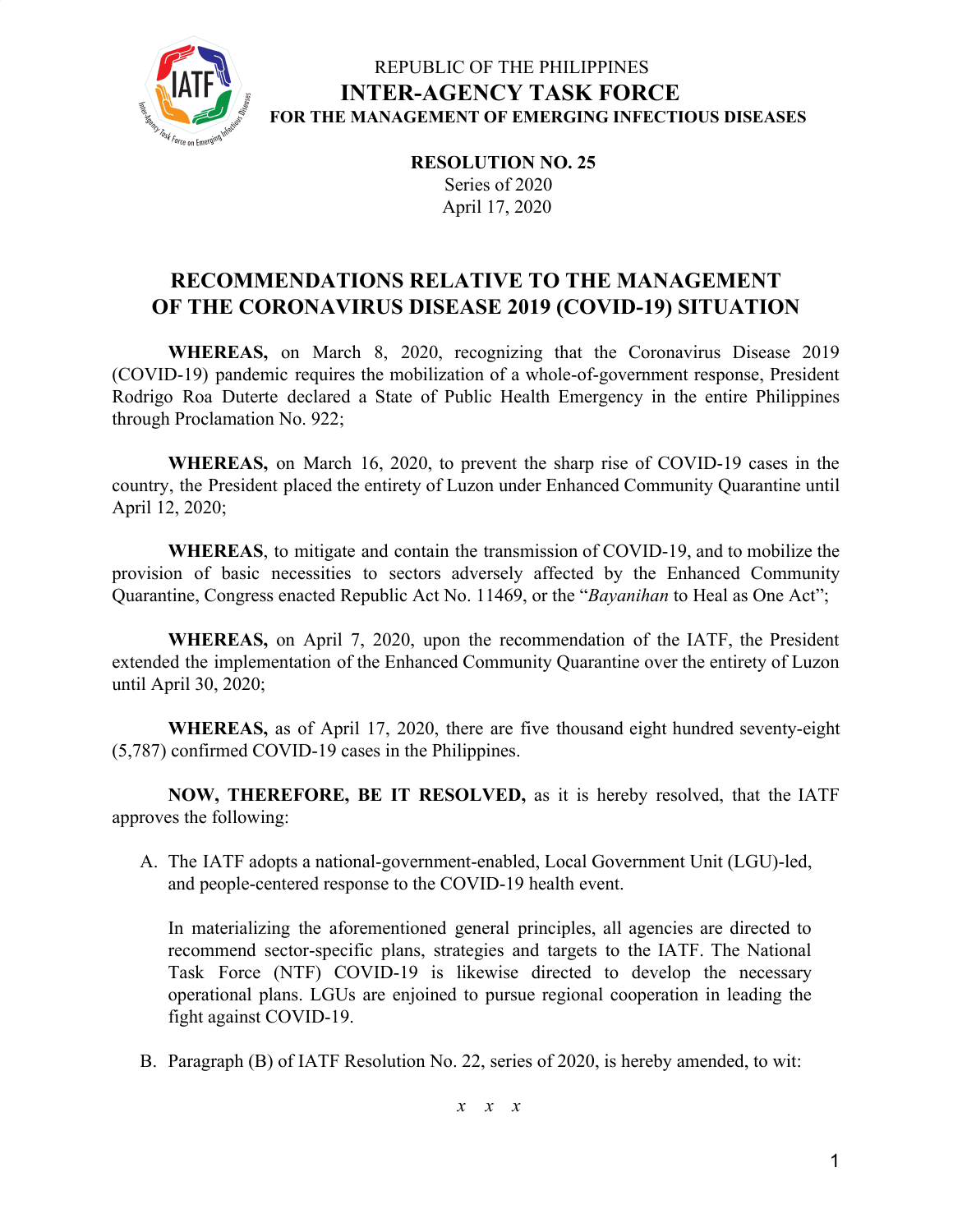REPUBLIC OF THE PHILIPPINES

**INTER-AGENCY TASK FORCE**

**FOR THE MANAGEMENT OF EMERGING INFECTIOUS DISEASES**

**RESOLUTION NO. 25**
Series of 2020
April 17, 2020

# RECOMMENDATIONS RELATIVE TO THE MANAGEMENT OF THE CORONAVIRUS DISEASE 2019 (COVID-19) SITUATION

**WHEREAS,** on March 8, 2020, recognizing that the Coronavirus Disease 2019 (COVID-19) pandemic requires the mobilization of a whole-of-government response, President Rodrigo Roa Duterte declared a State of Public Health Emergency in the entire Philippines through Proclamation No. 922;

**WHEREAS,** on March 16, 2020, to prevent the sharp rise of COVID-19 cases in the country, the President placed the entirety of Luzon under Enhanced Community Quarantine until April 12, 2020;

**WHEREAS**, to mitigate and contain the transmission of COVID-19, and to mobilize the provision of basic necessities to sectors adversely affected by the Enhanced Community Quarantine, Congress enacted Republic Act No. 11469, or the "*Bayanihan* to Heal as One Act";

**WHEREAS,** on April 7, 2020, upon the recommendation of the IATF, the President extended the implementation of the Enhanced Community Quarantine over the entirety of Luzon until April 30, 2020;

**WHEREAS,** as of April 17, 2020, there are five thousand eight hundred seventy-eight (5,787) confirmed COVID-19 cases in the Philippines.

**NOW, THEREFORE, BE IT RESOLVED,** as it is hereby resolved, that the IATF approves the following:

A. The IATF adopts a national-government-enabled, Local Government Unit (LGU)-led, and people-centered response to the COVID-19 health event.

   In materializing the aforementioned general principles, all agencies are directed to recommend sector-specific plans, strategies and targets to the IATF. The National Task Force (NTF) COVID-19 is likewise directed to develop the necessary operational plans. LGUs are enjoined to pursue regional cooperation in leading the fight against COVID-19.

B. Paragraph (B) of IATF Resolution No. 22, series of 2020, is hereby amended, to wit:

*x x x*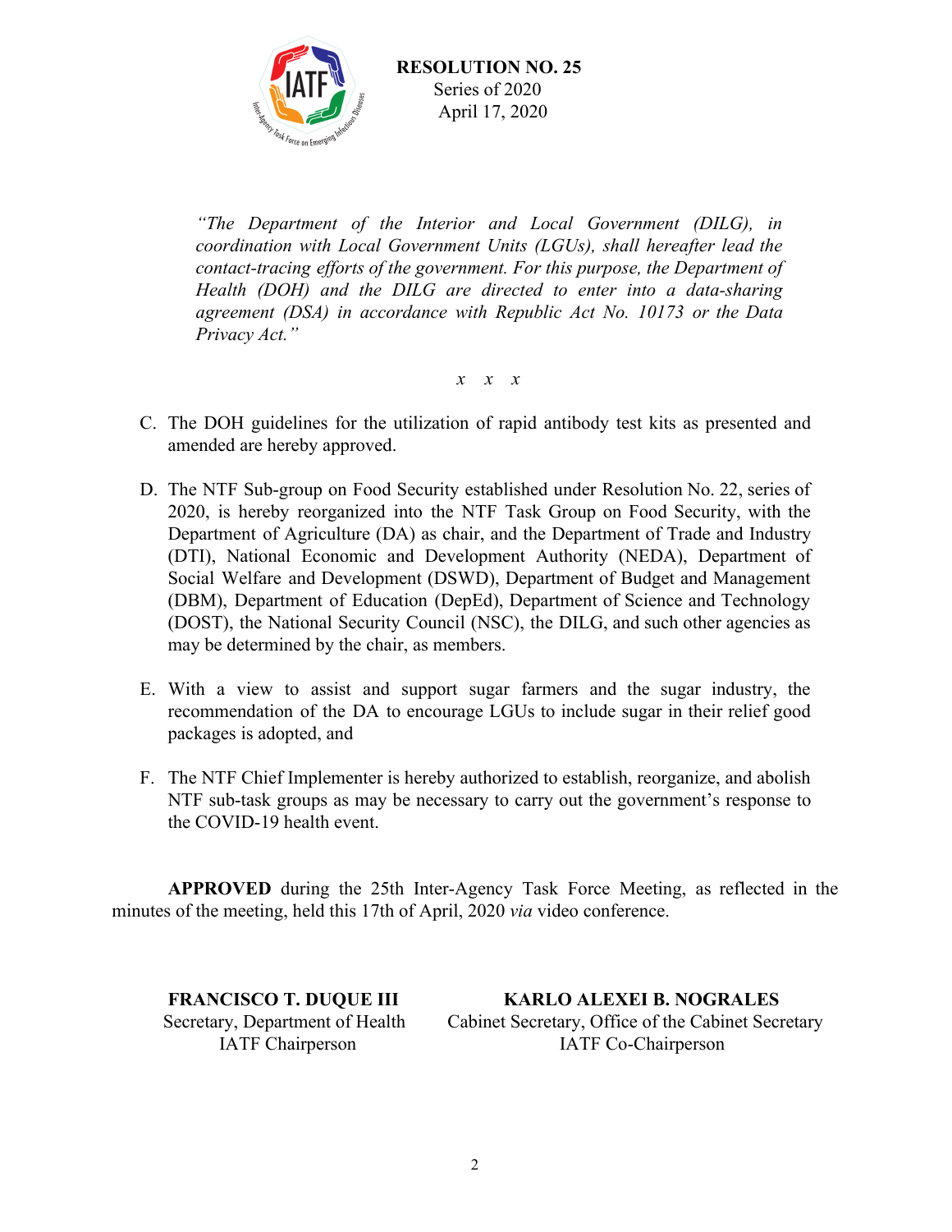**RESOLUTION NO. 25**
Series of 2020
April 17, 2020

> *"The Department of the Interior and Local Government (DILG), in coordination with Local Government Units (LGUs), shall hereafter lead the contact-tracing efforts of the government. For this purpose, the Department of Health (DOH) and the DILG are directed to enter into a data-sharing agreement (DSA) in accordance with Republic Act No. 10173 or the Data Privacy Act."*

*x x x*

C. The DOH guidelines for the utilization of rapid antibody test kits as presented and amended are hereby approved.

D. The NTF Sub-group on Food Security established under Resolution No. 22, series of 2020, is hereby reorganized into the NTF Task Group on Food Security, with the Department of Agriculture (DA) as chair, and the Department of Trade and Industry (DTI), National Economic and Development Authority (NEDA), Department of Social Welfare and Development (DSWD), Department of Budget and Management (DBM), Department of Education (DepEd), Department of Science and Technology (DOST), the National Security Council (NSC), the DILG, and such other agencies as may be determined by the chair, as members.

E. With a view to assist and support sugar farmers and the sugar industry, the recommendation of the DA to encourage LGUs to include sugar in their relief good packages is adopted, and

F. The NTF Chief Implementer is hereby authorized to establish, reorganize, and abolish NTF sub-task groups as may be necessary to carry out the government's response to the COVID-19 health event.

**APPROVED** during the 25th Inter-Agency Task Force Meeting, as reflected in the minutes of the meeting, held this 17th of April, 2020 *via* video conference.

**FRANCISCO T. DUQUE III**
Secretary, Department of Health
IATF Chairperson

**KARLO ALEXEI B. NOGRALES**
Cabinet Secretary, Office of the Cabinet Secretary
IATF Co-Chairperson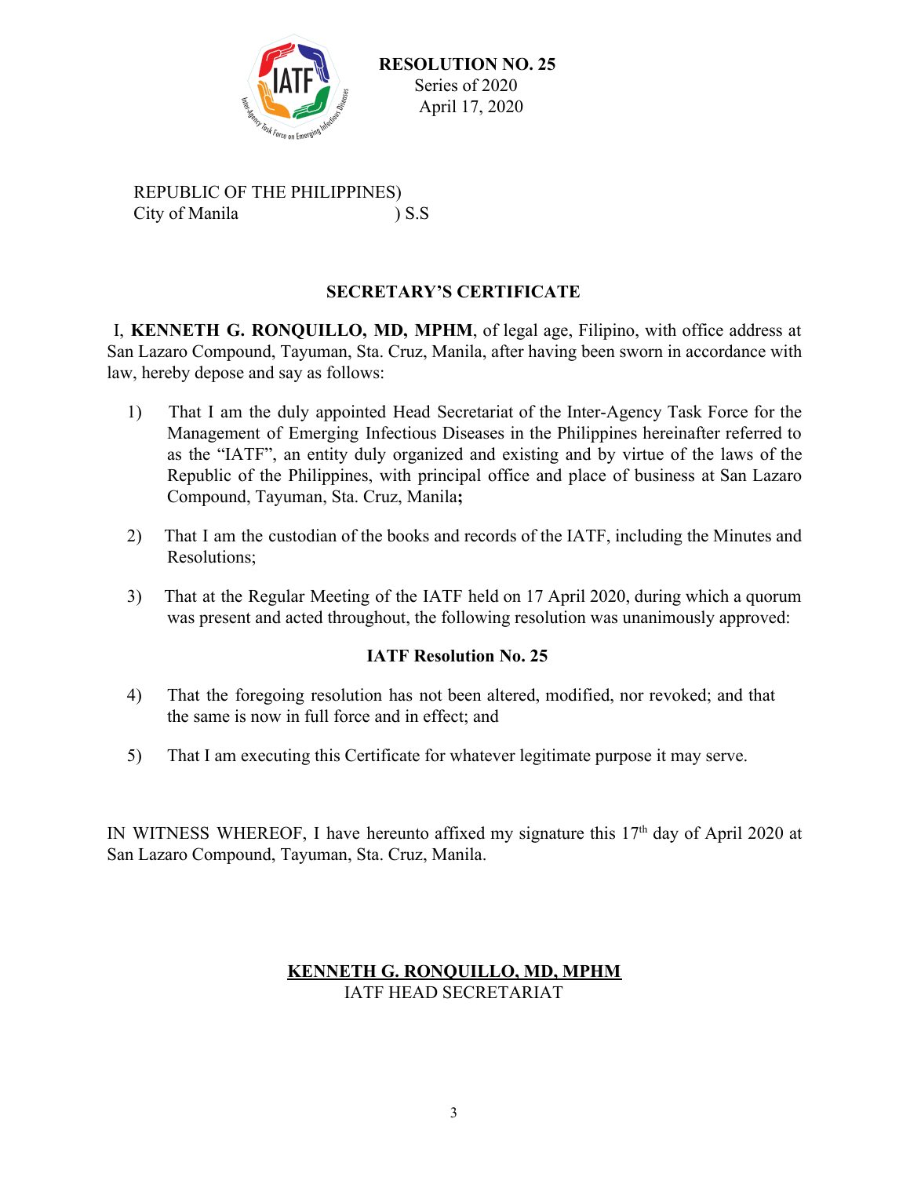**RESOLUTION NO. 25**
Series of 2020
April 17, 2020

REPUBLIC OF THE PHILIPPINES)
City of Manila ) S.S

## SECRETARY'S CERTIFICATE

I, **KENNETH G. RONQUILLO, MD, MPHM**, of legal age, Filipino, with office address at San Lazaro Compound, Tayuman, Sta. Cruz, Manila, after having been sworn in accordance with law, hereby depose and say as follows:

1) That I am the duly appointed Head Secretariat of the Inter-Agency Task Force for the Management of Emerging Infectious Diseases in the Philippines hereinafter referred to as the "IATF", an entity duly organized and existing and by virtue of the laws of the Republic of the Philippines, with principal office and place of business at San Lazaro Compound, Tayuman, Sta. Cruz, Manila**;**

2) That I am the custodian of the books and records of the IATF, including the Minutes and Resolutions;

3) That at the Regular Meeting of the IATF held on 17 April 2020, during which a quorum was present and acted throughout, the following resolution was unanimously approved:

**IATF Resolution No. 25**

4) That the foregoing resolution has not been altered, modified, nor revoked; and that the same is now in full force and in effect; and

5) That I am executing this Certificate for whatever legitimate purpose it may serve.

IN WITNESS WHEREOF, I have hereunto affixed my signature this 17th day of April 2020 at San Lazaro Compound, Tayuman, Sta. Cruz, Manila.

**KENNETH G. RONQUILLO, MD, MPHM**
IATF HEAD SECRETARIAT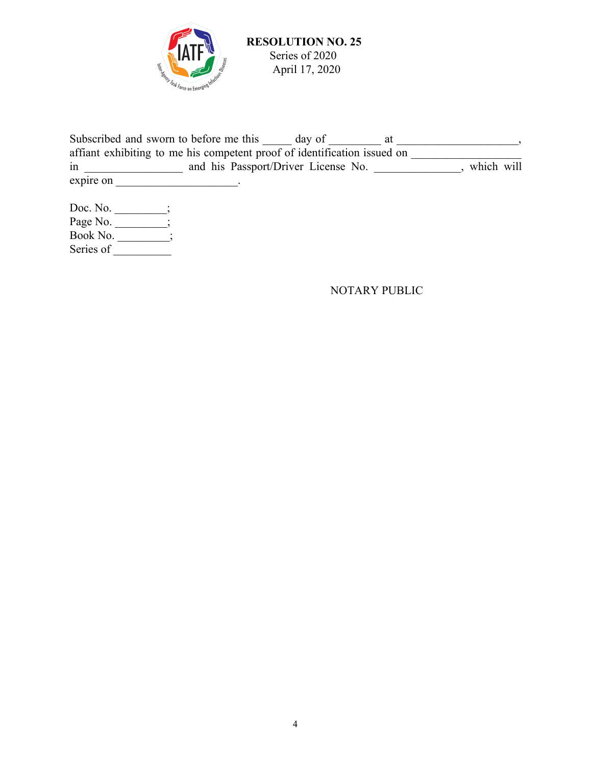Subscribed and sworn to before me this _____ day of _________ at ____________________, affiant exhibiting to me his competent proof of identification issued on __________________ in ________________ and his Passport/Driver License No. ______________, which will expire on ____________________.

Doc. No. _________;
Page No. _________;
Book No. _________;
Series of __________

NOTARY PUBLIC